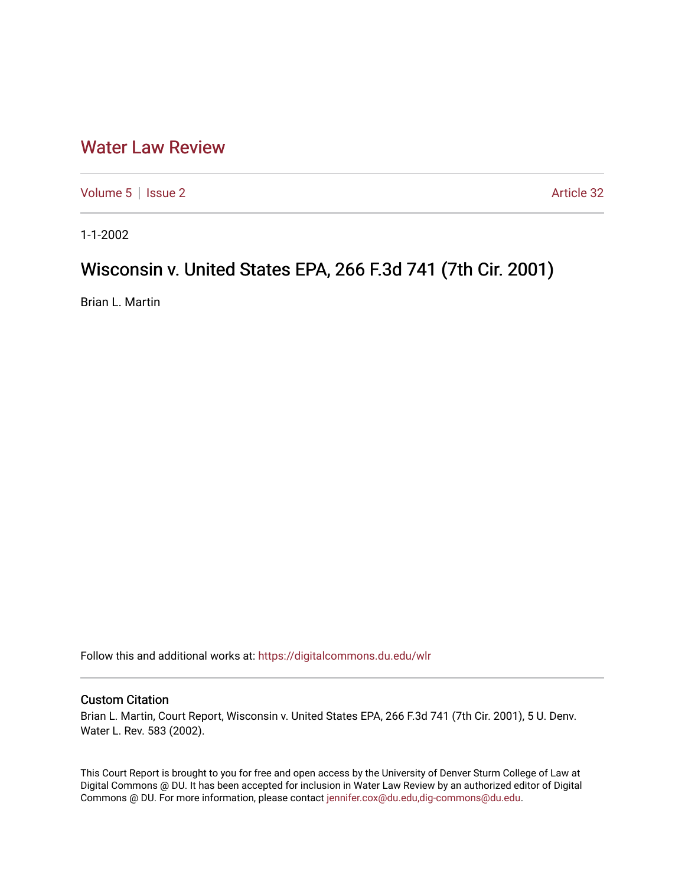# Water Law Review

Volume 5 | Issue 2 Article 32

1-1-2002

## Wisconsin v. United States EPA, 266 F.3d 741 (7th Cir. 2001)

Brian L. Martin

Follow this and additional works at: https://digitalcommons.du.edu/wlr

### Custom Citation

Brian L. Martin, Court Report, Wisconsin v. United States EPA, 266 F.3d 741 (7th Cir. 2001), 5 U. Denv. Water L. Rev. 583 (2002).

This Court Report is brought to you for free and open access by the University of Denver Sturm College of Law at Digital Commons @ DU. It has been accepted for inclusion in Water Law Review by an authorized editor of Digital Commons @ DU. For more information, please contact jennifer.cox@du.edu,dig-commons@du.edu.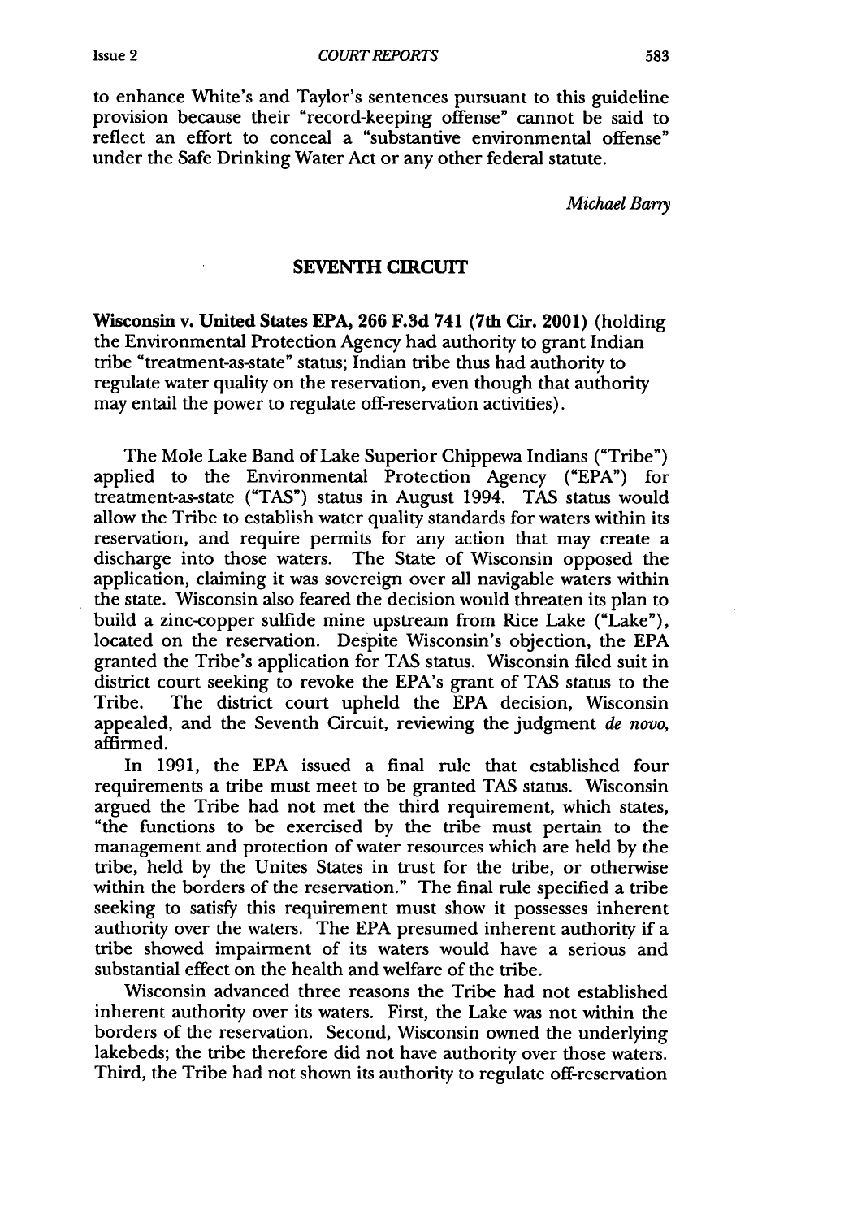to enhance White's and Taylor's sentences pursuant to this guideline provision because their "record-keeping offense" cannot be said to reflect an effort to conceal a "substantive environmental offense" under the Safe Drinking Water Act or any other federal statute.

*Michael Barry*

## SEVENTH CIRCUIT

**Wisconsin v. United States EPA, 266 F.3d 741 (7th Cir. 2001)** (holding the Environmental Protection Agency had authority to grant Indian tribe "treatment-as-state" status; Indian tribe thus had authority to regulate water quality on the reservation, even though that authority may entail the power to regulate off-reservation activities).

The Mole Lake Band of Lake Superior Chippewa Indians ("Tribe") applied to the Environmental Protection Agency ("EPA") for treatment-as-state ("TAS") status in August 1994. TAS status would allow the Tribe to establish water quality standards for waters within its reservation, and require permits for any action that may create a discharge into those waters. The State of Wisconsin opposed the application, claiming it was sovereign over all navigable waters within the state. Wisconsin also feared the decision would threaten its plan to build a zinc-copper sulfide mine upstream from Rice Lake ("Lake"), located on the reservation. Despite Wisconsin's objection, the EPA granted the Tribe's application for TAS status. Wisconsin filed suit in district court seeking to revoke the EPA's grant of TAS status to the Tribe. The district court upheld the EPA decision, Wisconsin appealed, and the Seventh Circuit, reviewing the judgment *de novo*, affirmed.

In 1991, the EPA issued a final rule that established four requirements a tribe must meet to be granted TAS status. Wisconsin argued the Tribe had not met the third requirement, which states, "the functions to be exercised by the tribe must pertain to the management and protection of water resources which are held by the tribe, held by the Unites States in trust for the tribe, or otherwise within the borders of the reservation." The final rule specified a tribe seeking to satisfy this requirement must show it possesses inherent authority over the waters. The EPA presumed inherent authority if a tribe showed impairment of its waters would have a serious and substantial effect on the health and welfare of the tribe.

Wisconsin advanced three reasons the Tribe had not established inherent authority over its waters. First, the Lake was not within the borders of the reservation. Second, Wisconsin owned the underlying lakebeds; the tribe therefore did not have authority over those waters. Third, the Tribe had not shown its authority to regulate off-reservation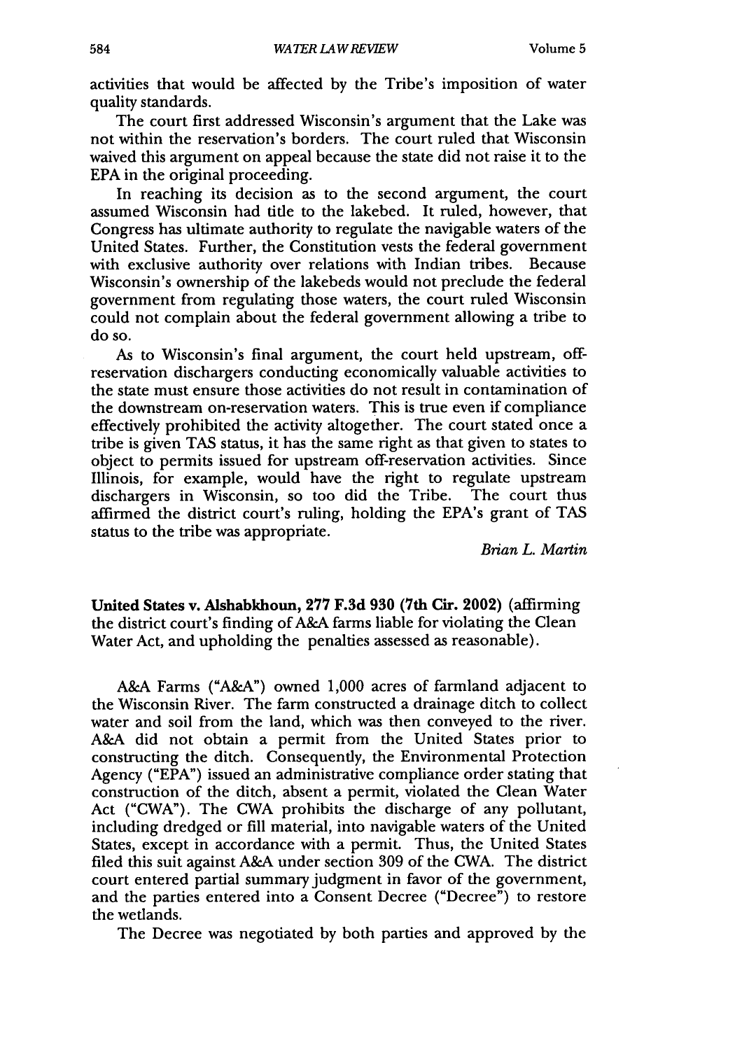activities that would be affected by the Tribe's imposition of water quality standards.

The court first addressed Wisconsin's argument that the Lake was not within the reservation's borders. The court ruled that Wisconsin waived this argument on appeal because the state did not raise it to the EPA in the original proceeding.

In reaching its decision as to the second argument, the court assumed Wisconsin had title to the lakebed. It ruled, however, that Congress has ultimate authority to regulate the navigable waters of the United States. Further, the Constitution vests the federal government with exclusive authority over relations with Indian tribes. Because Wisconsin's ownership of the lakebeds would not preclude the federal government from regulating those waters, the court ruled Wisconsin could not complain about the federal government allowing a tribe to do so.

As to Wisconsin's final argument, the court held upstream, off-reservation dischargers conducting economically valuable activities to the state must ensure those activities do not result in contamination of the downstream on-reservation waters. This is true even if compliance effectively prohibited the activity altogether. The court stated once a tribe is given TAS status, it has the same right as that given to states to object to permits issued for upstream off-reservation activities. Since Illinois, for example, would have the right to regulate upstream dischargers in Wisconsin, so too did the Tribe. The court thus affirmed the district court's ruling, holding the EPA's grant of TAS status to the tribe was appropriate.

*Brian L. Martin*

**United States v. Alshabkhoun, 277 F.3d 930 (7th Cir. 2002)** (affirming the district court's finding of A&A farms liable for violating the Clean Water Act, and upholding the penalties assessed as reasonable).

A&A Farms ("A&A") owned 1,000 acres of farmland adjacent to the Wisconsin River. The farm constructed a drainage ditch to collect water and soil from the land, which was then conveyed to the river. A&A did not obtain a permit from the United States prior to constructing the ditch. Consequently, the Environmental Protection Agency ("EPA") issued an administrative compliance order stating that construction of the ditch, absent a permit, violated the Clean Water Act ("CWA"). The CWA prohibits the discharge of any pollutant, including dredged or fill material, into navigable waters of the United States, except in accordance with a permit. Thus, the United States filed this suit against A&A under section 309 of the CWA. The district court entered partial summary judgment in favor of the government, and the parties entered into a Consent Decree ("Decree") to restore the wetlands.

The Decree was negotiated by both parties and approved by the